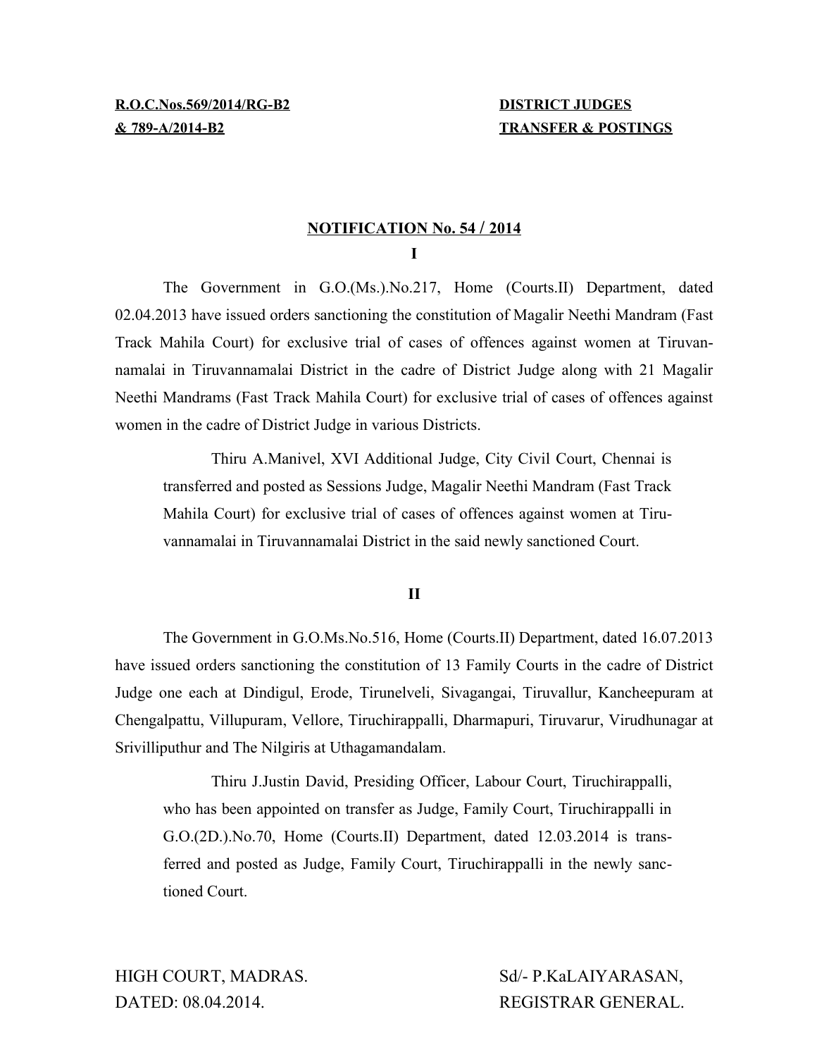**R.O.C.Nos.569/2014/RG-B2**
**& 789-A/2014-B2**

**DISTRICT JUDGES**
**TRANSFER & POSTINGS**

**NOTIFICATION No. 54 / 2014**

**I**

The Government in G.O.(Ms.).No.217, Home (Courts.II) Department, dated 02.04.2013 have issued orders sanctioning the constitution of Magalir Neethi Mandram (Fast Track Mahila Court) for exclusive trial of cases of offences against women at Tiruvannamalai in Tiruvannamalai District in the cadre of District Judge along with 21 Magalir Neethi Mandrams (Fast Track Mahila Court) for exclusive trial of cases of offences against women in the cadre of District Judge in various Districts.

> Thiru A.Manivel, XVI Additional Judge, City Civil Court, Chennai is transferred and posted as Sessions Judge, Magalir Neethi Mandram (Fast Track Mahila Court) for exclusive trial of cases of offences against women at Tiruvannamalai in Tiruvannamalai District in the said newly sanctioned Court.

**II**

The Government in G.O.Ms.No.516, Home (Courts.II) Department, dated 16.07.2013 have issued orders sanctioning the constitution of 13 Family Courts in the cadre of District Judge one each at Dindigul, Erode, Tirunelveli, Sivagangai, Tiruvallur, Kancheepuram at Chengalpattu, Villupuram, Vellore, Tiruchirappalli, Dharmapuri, Tiruvarur, Virudhunagar at Srivilliputhur and The Nilgiris at Uthagamandalam.

> Thiru J.Justin David, Presiding Officer, Labour Court, Tiruchirappalli, who has been appointed on transfer as Judge, Family Court, Tiruchirappalli in G.O.(2D.).No.70, Home (Courts.II) Department, dated 12.03.2014 is transferred and posted as Judge, Family Court, Tiruchirappalli in the newly sanctioned Court.

HIGH COURT, MADRAS.
DATED: 08.04.2014.

Sd/- P.KaLAIYARASAN,
REGISTRAR GENERAL.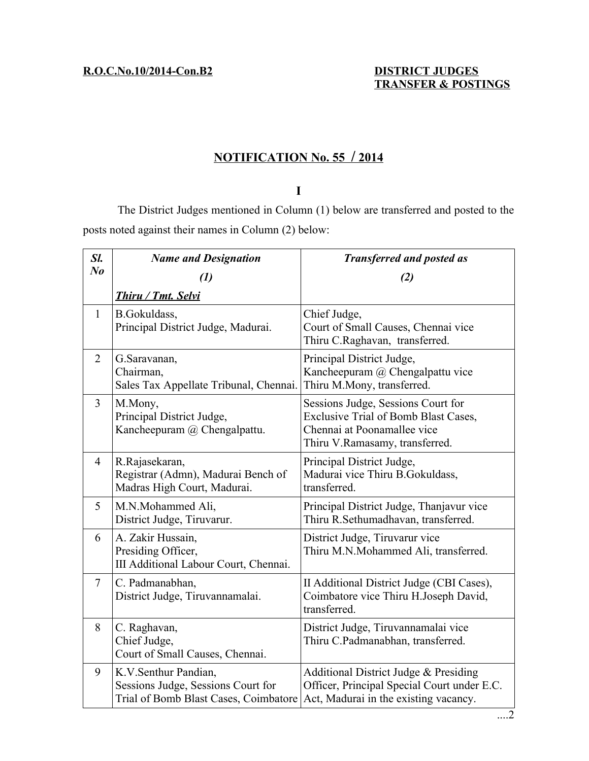**R.O.C.No.10/2014-Con.B2**

**DISTRICT JUDGES**
**TRANSFER & POSTINGS**

## NOTIFICATION No. 55 / 2014

### I

The District Judges mentioned in Column (1) below are transferred and posted to the posts noted against their names in Column (2) below:

| *Sl. No* | *Name and Designation* *(1)* *Thiru / Tmt. Selvi* | *Transferred and posted as* *(2)* |
|---|---|---|
| 1 | B.Gokuldass, Principal District Judge, Madurai. | Chief Judge, Court of Small Causes, Chennai vice Thiru C.Raghavan, transferred. |
| 2 | G.Saravanan, Chairman, Sales Tax Appellate Tribunal, Chennai. | Principal District Judge, Kancheepuram @ Chengalpattu vice Thiru M.Mony, transferred. |
| 3 | M.Mony, Principal District Judge, Kancheepuram @ Chengalpattu. | Sessions Judge, Sessions Court for Exclusive Trial of Bomb Blast Cases, Chennai at Poonamallee vice Thiru V.Ramasamy, transferred. |
| 4 | R.Rajasekaran, Registrar (Admn), Madurai Bench of Madras High Court, Madurai. | Principal District Judge, Madurai vice Thiru B.Gokuldass, transferred. |
| 5 | M.N.Mohammed Ali, District Judge, Tiruvarur. | Principal District Judge, Thanjavur vice Thiru R.Sethumadhavan, transferred. |
| 6 | A. Zakir Hussain, Presiding Officer, III Additional Labour Court, Chennai. | District Judge, Tiruvarur vice Thiru M.N.Mohammed Ali, transferred. |
| 7 | C. Padmanabhan, District Judge, Tiruvannamalai. | II Additional District Judge (CBI Cases), Coimbatore vice Thiru H.Joseph David, transferred. |
| 8 | C. Raghavan, Chief Judge, Court of Small Causes, Chennai. | District Judge, Tiruvannamalai vice Thiru C.Padmanabhan, transferred. |
| 9 | K.V.Senthur Pandian, Sessions Judge, Sessions Court for Trial of Bomb Blast Cases, Coimbatore | Additional District Judge & Presiding Officer, Principal Special Court under E.C. Act, Madurai in the existing vacancy. |

....2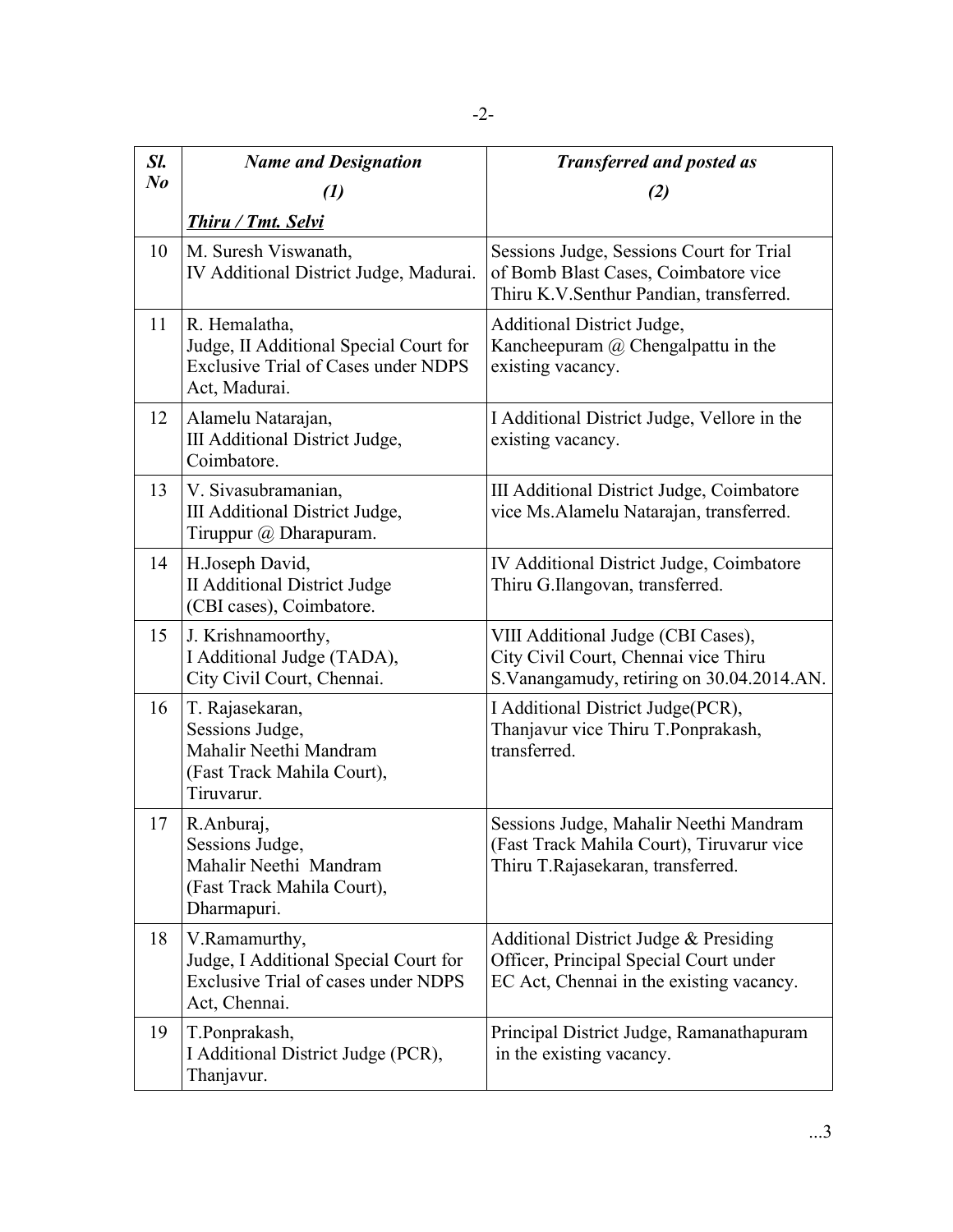| Sl. No | Name and Designation (1) | Transferred and posted as (2) |
|---|---|---|
| | ***Thiru / Tmt. Selvi*** | |
| 10 | M. Suresh Viswanath, IV Additional District Judge, Madurai. | Sessions Judge, Sessions Court for Trial of Bomb Blast Cases, Coimbatore vice Thiru K.V.Senthur Pandian, transferred. |
| 11 | R. Hemalatha, Judge, II Additional Special Court for Exclusive Trial of Cases under NDPS Act, Madurai. | Additional District Judge, Kancheepuram @ Chengalpattu in the existing vacancy. |
| 12 | Alamelu Natarajan, III Additional District Judge, Coimbatore. | I Additional District Judge, Vellore in the existing vacancy. |
| 13 | V. Sivasubramanian, III Additional District Judge, Tiruppur @ Dharapuram. | III Additional District Judge, Coimbatore vice Ms.Alamelu Natarajan, transferred. |
| 14 | H.Joseph David, II Additional District Judge (CBI cases), Coimbatore. | IV Additional District Judge, Coimbatore Thiru G.Ilangovan, transferred. |
| 15 | J. Krishnamoorthy, I Additional Judge (TADA), City Civil Court, Chennai. | VIII Additional Judge (CBI Cases), City Civil Court, Chennai vice Thiru S.Vanangamudy, retiring on 30.04.2014.AN. |
| 16 | T. Rajasekaran, Sessions Judge, Mahalir Neethi Mandram (Fast Track Mahila Court), Tiruvarur. | I Additional District Judge(PCR), Thanjavur vice Thiru T.Ponprakash, transferred. |
| 17 | R.Anburaj, Sessions Judge, Mahalir Neethi Mandram (Fast Track Mahila Court), Dharmapuri. | Sessions Judge, Mahalir Neethi Mandram (Fast Track Mahila Court), Tiruvarur vice Thiru T.Rajasekaran, transferred. |
| 18 | V.Ramamurthy, Judge, I Additional Special Court for Exclusive Trial of cases under NDPS Act, Chennai. | Additional District Judge & Presiding Officer, Principal Special Court under EC Act, Chennai in the existing vacancy. |
| 19 | T.Ponprakash, I Additional District Judge (PCR), Thanjavur. | Principal District Judge, Ramanathapuram in the existing vacancy. |

...3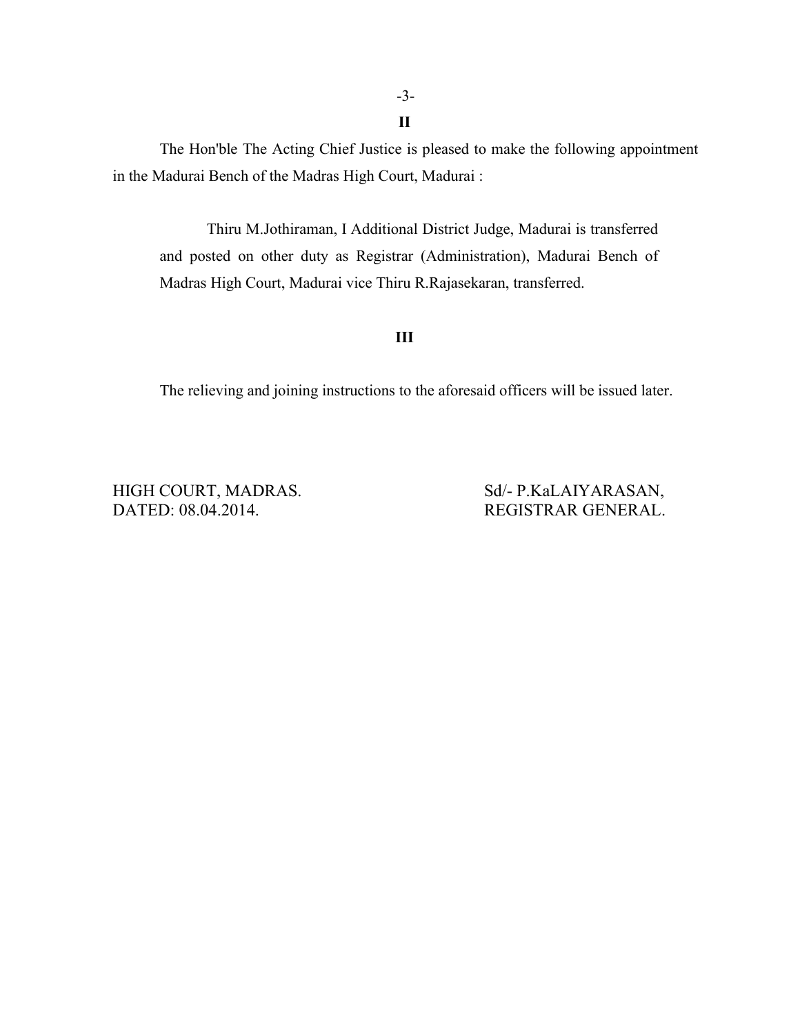**II**

The Hon'ble The Acting Chief Justice is pleased to make the following appointment in the Madurai Bench of the Madras High Court, Madurai :

Thiru M.Jothiraman, I Additional District Judge, Madurai is transferred and posted on other duty as Registrar (Administration), Madurai Bench of Madras High Court, Madurai vice Thiru R.Rajasekaran, transferred.

**III**

The relieving and joining instructions to the aforesaid officers will be issued later.

HIGH COURT, MADRAS.
DATED: 08.04.2014.

Sd/- P.KaLAIYARASAN,
REGISTRAR GENERAL.